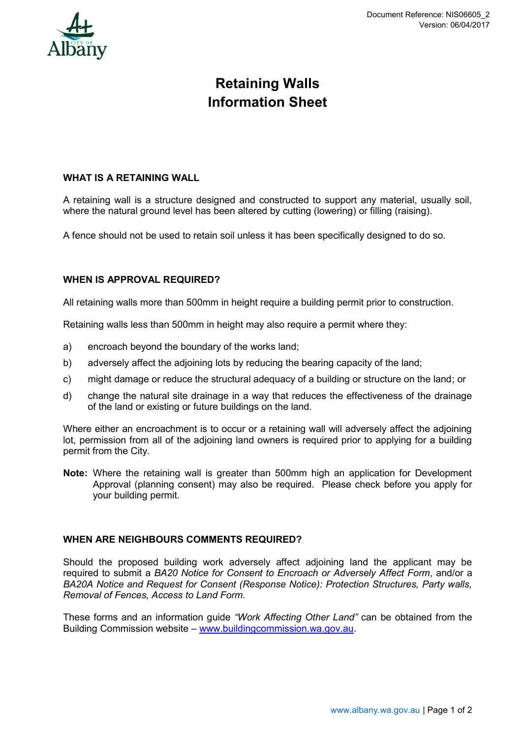Document Reference: NIS06605_2
Version: 06/04/2017

# Retaining Walls
# Information Sheet

## WHAT IS A RETAINING WALL

A retaining wall is a structure designed and constructed to support any material, usually soil, where the natural ground level has been altered by cutting (lowering) or filling (raising).

A fence should not be used to retain soil unless it has been specifically designed to do so.

## WHEN IS APPROVAL REQUIRED?

All retaining walls more than 500mm in height require a building permit prior to construction.

Retaining walls less than 500mm in height may also require a permit where they:

a) encroach beyond the boundary of the works land;
b) adversely affect the adjoining lots by reducing the bearing capacity of the land;
c) might damage or reduce the structural adequacy of a building or structure on the land; or
d) change the natural site drainage in a way that reduces the effectiveness of the drainage of the land or existing or future buildings on the land.

Where either an encroachment is to occur or a retaining wall will adversely affect the adjoining lot, permission from all of the adjoining land owners is required prior to applying for a building permit from the City.

**Note:** Where the retaining wall is greater than 500mm high an application for Development Approval (planning consent) may also be required. Please check before you apply for your building permit.

## WHEN ARE NEIGHBOURS COMMENTS REQUIRED?

Should the proposed building work adversely affect adjoining land the applicant may be required to submit a *BA20 Notice for Consent to Encroach or Adversely Affect Form*, and/or a *BA20A Notice and Request for Consent (Response Notice): Protection Structures, Party walls, Removal of Fences, Access to Land Form.*

These forms and an information guide *"Work Affecting Other Land"* can be obtained from the Building Commission website – [www.buildingcommission.wa.gov.au](http://www.buildingcommission.wa.gov.au).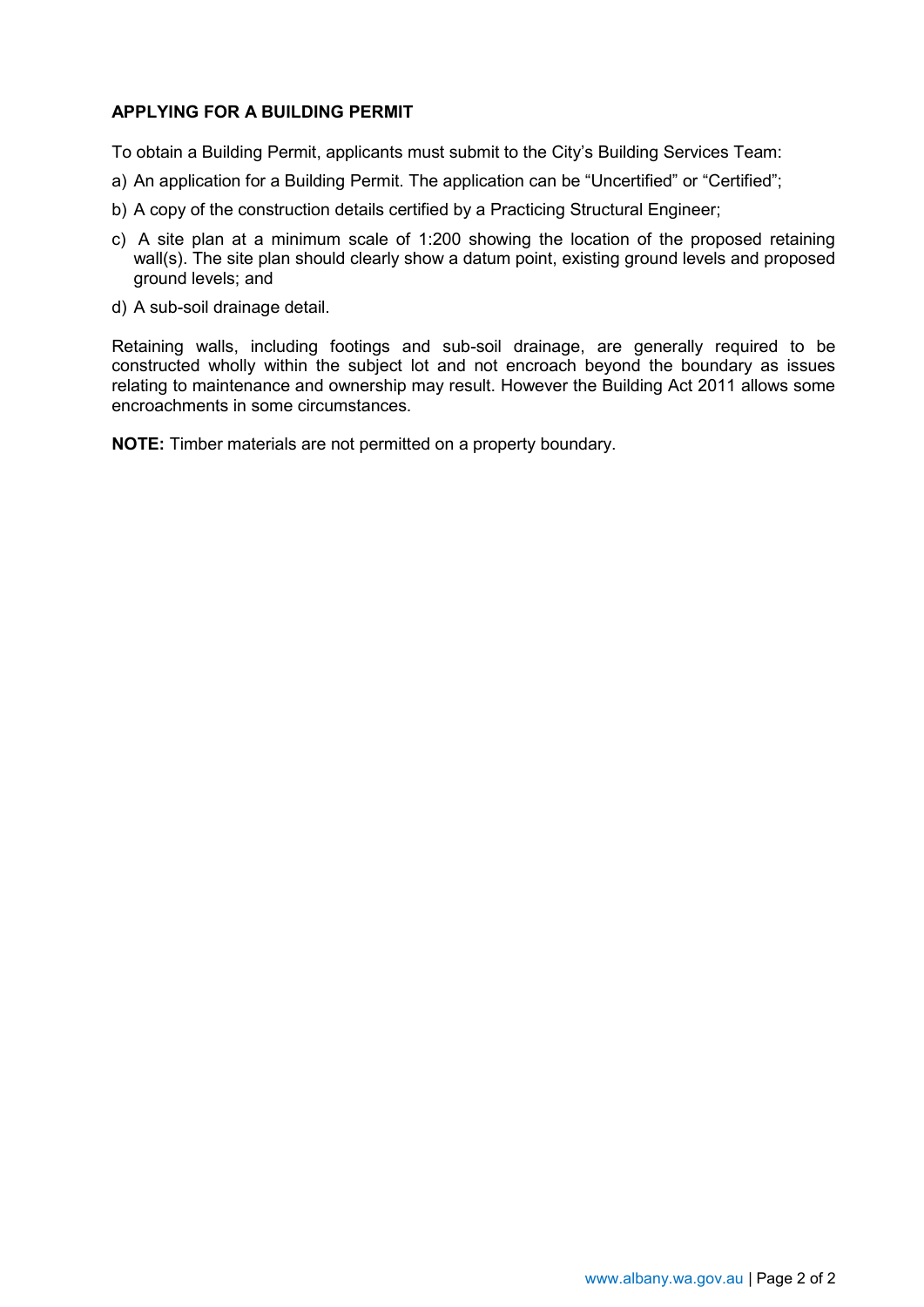## APPLYING FOR A BUILDING PERMIT

To obtain a Building Permit, applicants must submit to the City's Building Services Team:

a) An application for a Building Permit. The application can be "Uncertified" or "Certified";

b) A copy of the construction details certified by a Practicing Structural Engineer;

c) A site plan at a minimum scale of 1:200 showing the location of the proposed retaining wall(s). The site plan should clearly show a datum point, existing ground levels and proposed ground levels; and

d) A sub-soil drainage detail.

Retaining walls, including footings and sub-soil drainage, are generally required to be constructed wholly within the subject lot and not encroach beyond the boundary as issues relating to maintenance and ownership may result. However the Building Act 2011 allows some encroachments in some circumstances.

**NOTE:** Timber materials are not permitted on a property boundary.